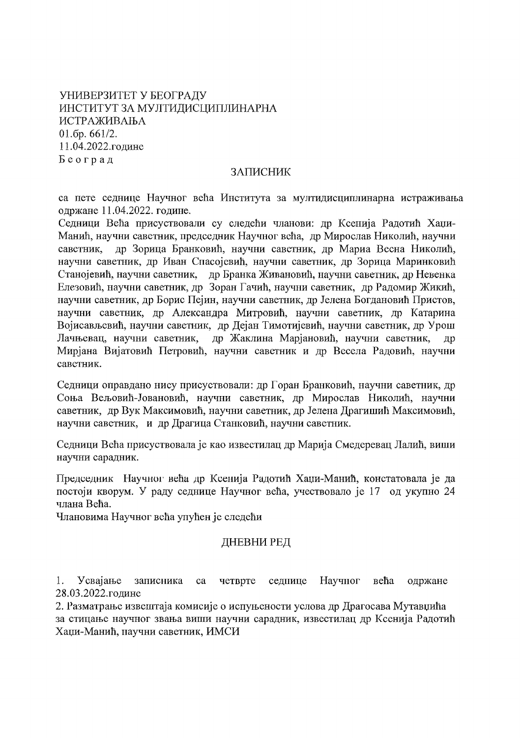УНИВЕРЗИТЕТ У БЕОГРАДУ
ИНСТИТУТ ЗА МУЛТИДИСЦИПЛИНАРНА ИСТРАЖИВАЊА
01.бр. 661/2.
11.04.2022.године
Б е о г р а д

## ЗАПИСНИК

са пете седнице Научног већа Института за мултидисциплинарна истраживања одржане 11.04.2022. године.

Седници Већа присуствовали су следећи чланови: др Ксенија Радотић Хаџи-Манић, научни саветник, председник Научног већа, др Мирослав Николић, научни саветник, др Зорица Бранковић, научни саветник, др Мариа Весна Николић, научни саветник, др Иван Спасојевић, научни саветник, др Зорица Маринковић Станојевић, научни саветник, др Бранка Живановић, научни саветник, др Невенка Елезовић, научни саветник, др Зоран Гачић, научни саветник, др Радомир Жикић, научни саветник, др Борис Пејин, научни саветник, др Јелена Богдановић Пристов, научни саветник, др Александра Митровић, научни саветник, др Катарина Војисављевић, научни саветник, др Дејан Тимотијевић, научни саветник, др Урош Лачњевац, научни саветник, др Жаклина Марјановић, научни саветник, др Мирјана Вијатовић Петровић, научни саветник и др Весела Радовић, научни саветник.

Седници оправдано нису присуствовали: др Горан Бранковић, научни саветник, др Соња Вељовић-Јовановић, научни саветник, др Мирослав Николић, научни саветник, др Вук Максимовић, научни саветник, др Јелена Драгишић Максимовић, научни саветник, и др Драгица Станковић, научни саветник.

Седници Већа присуствовала је као известилац др Марија Смедеревац Лалић, виши научни сарадник.

Председник Научног већа др Ксенија Радотић Хаџи-Манић, констатовала је да постоји кворум. У раду седнице Научног већа, учествовало је 17 од укупно 24 члана Већа.

Члановима Научног већа упућен је следећи

## ДНЕВНИ РЕД

1. Усвајање записника са четврте седнице Научног већа одржане 28.03.2022.године
2. Разматрање извештаја комисије о испуњености услова др Драгосава Мутавџића за стицање научног звања виши научни сарадник, известилац др Ксенија Радотић Хаџи-Манић, научни саветник, ИМСИ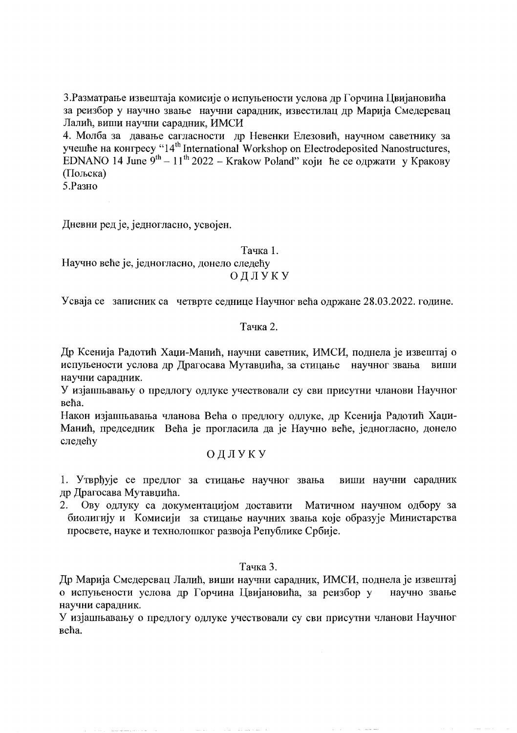3.Разматрање извештаја комисије о испуњености услова др Горчина Цвијановића за реизбор у научно звање научни сарадник, известилац др Марија Смедеревац Лалић, виши научни сарадник, ИМСИ

4. Молба за давање сагласности др Невенки Елезовић, научном саветнику за учешће на конгресу “14th International Workshop on Electrodeposited Nanostructures, EDNANO 14 June 9th – 11th 2022 – Krakow Poland” који ће се одржати у Кракову (Пољска)

5.Разно

Дневни ред је, једногласно, усвојен.

Тачка 1.

Научно веће је, једногласно, донело следећу

ОДЛУКУ

Усваја се записник са четврте седнице Научног већа одржане 28.03.2022. године.

Тачка 2.

Др Ксенија Радотић Хаџи-Манић, научни саветник, ИМСИ, поднела је извештај о испуњености услова др Драгосава Мутавџића, за стицање научног звања виши научни сарадник.

У изјашњавању о предлогу одлуке учествовали су сви присутни чланови Научног већа.

Након изјашњавања чланова Већа о предлогу одлуке, др Ксенија Радотић Хаџи-Манић, председник Већа је прогласила да је Научно веће, једногласно, донело следећу

ОДЛУКУ

1. Утврђује се предлог за стицање научног звања виши научни сарадник др Драгосава Мутавџића.
2. Ову одлуку са документацијом доставити Матичном научном одбору за биолигију и Комисији за стицање научних звања које образује Министарства просвете, науке и технолошког развоја Републике Србије.

Тачка 3.

Др Марија Смедеревац Лалић, виши научни сарадник, ИМСИ, поднела је извештај о испуњености услова др Горчина Цвијановића, за реизбор у научно звање научни сарадник.

У изјашњавању о предлогу одлуке учествовали су сви присутни чланови Научног већа.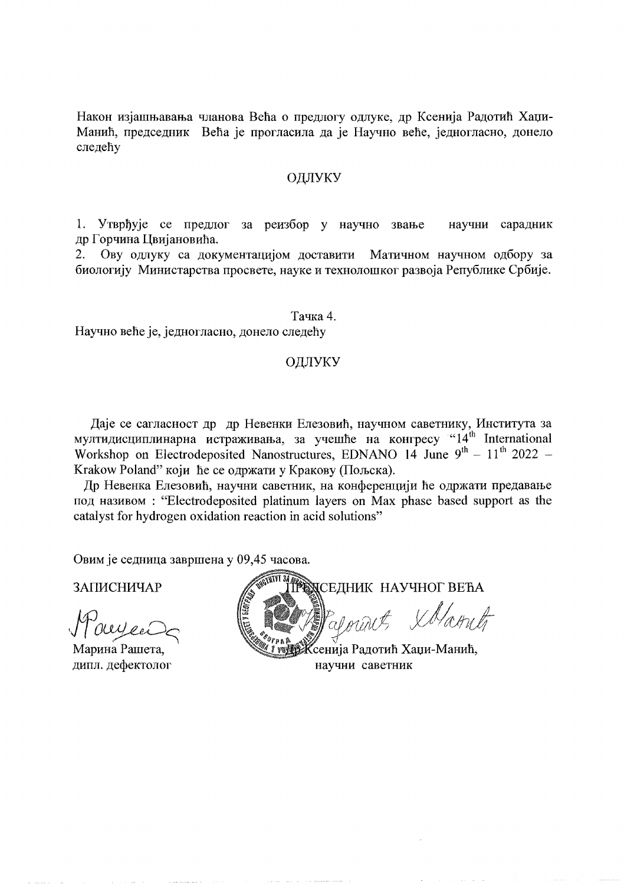Након изјашњавања чланова Већа о предлогу одлуке, др Ксенија Радотић Хаџи-Манић, председник Већа је прогласила да је Научно веће, једногласно, донело следећу

ОДЛУКУ

1. Утврђује се предлог за реизбор у научно звање научни сарадник др Горчина Цвијановића.
2. Ову одлуку са документацијом доставити Матичном научном одбору за биологију Министарства просвете, науке и технолошког развоја Републике Србије.

Тачка 4.

Научно веће је, једногласно, донело следећу

ОДЛУКУ

Даје се сагласност др др Невенки Елезовић, научном саветнику, Института за мултидисциплинарна истраживања, за учешће на конгресу "14th International Workshop on Electrodeposited Nanostructures, EDNANO 14 June 9th – 11th 2022 – Krakow Poland" који ће се одржати у Кракову (Пољска).

Др Невенка Елезовић, научни саветник, на конференцији ће одржати предавање под називом : "Electrodeposited platinum layers on Max phase based support as the catalyst for hydrogen oxidation reaction in acid solutions"

Овим је седница завршена у 09,45 часова.

ЗАПИСНИЧАР

Марина Рашета,
дипл. дефектолог

ПРЕДСЕДНИК НАУЧНОГ ВЕЋА

Др Ксенија Радотић Хаџи-Манић,
научни саветник